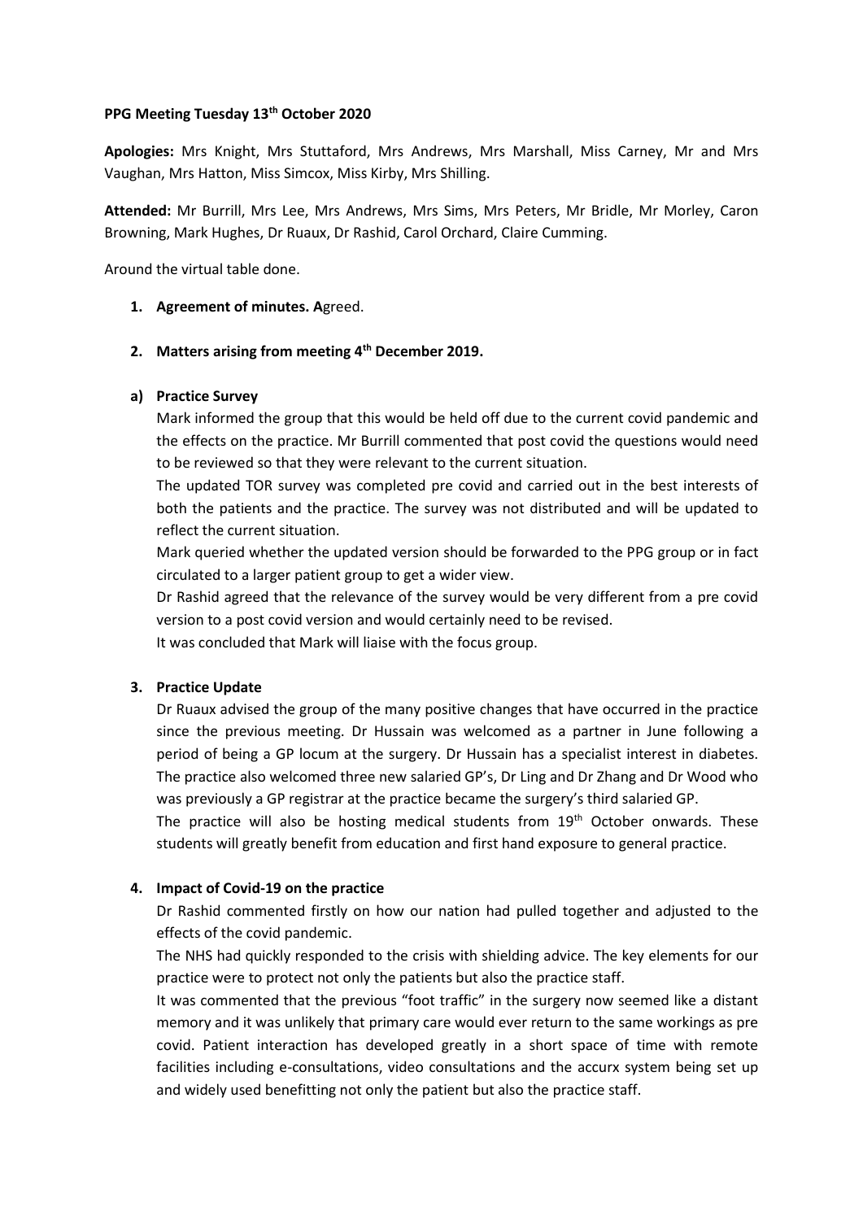**PPG Meeting Tuesday 13th October 2020**

**Apologies:** Mrs Knight, Mrs Stuttaford, Mrs Andrews, Mrs Marshall, Miss Carney, Mr and Mrs Vaughan, Mrs Hatton, Miss Simcox, Miss Kirby, Mrs Shilling.

**Attended:** Mr Burrill, Mrs Lee, Mrs Andrews, Mrs Sims, Mrs Peters, Mr Bridle, Mr Morley, Caron Browning, Mark Hughes, Dr Ruaux, Dr Rashid, Carol Orchard, Claire Cumming.

Around the virtual table done.

1. **Agreement of minutes. A**greed.

2. **Matters arising from meeting 4th December 2019.**

**a) Practice Survey**

Mark informed the group that this would be held off due to the current covid pandemic and the effects on the practice. Mr Burrill commented that post covid the questions would need to be reviewed so that they were relevant to the current situation.

The updated TOR survey was completed pre covid and carried out in the best interests of both the patients and the practice. The survey was not distributed and will be updated to reflect the current situation.

Mark queried whether the updated version should be forwarded to the PPG group or in fact circulated to a larger patient group to get a wider view.

Dr Rashid agreed that the relevance of the survey would be very different from a pre covid version to a post covid version and would certainly need to be revised.

It was concluded that Mark will liaise with the focus group.

3. **Practice Update**

Dr Ruaux advised the group of the many positive changes that have occurred in the practice since the previous meeting. Dr Hussain was welcomed as a partner in June following a period of being a GP locum at the surgery. Dr Hussain has a specialist interest in diabetes. The practice also welcomed three new salaried GP's, Dr Ling and Dr Zhang and Dr Wood who was previously a GP registrar at the practice became the surgery's third salaried GP.

The practice will also be hosting medical students from 19th October onwards. These students will greatly benefit from education and first hand exposure to general practice.

4. **Impact of Covid-19 on the practice**

Dr Rashid commented firstly on how our nation had pulled together and adjusted to the effects of the covid pandemic.

The NHS had quickly responded to the crisis with shielding advice. The key elements for our practice were to protect not only the patients but also the practice staff.

It was commented that the previous "foot traffic" in the surgery now seemed like a distant memory and it was unlikely that primary care would ever return to the same workings as pre covid. Patient interaction has developed greatly in a short space of time with remote facilities including e-consultations, video consultations and the accurx system being set up and widely used benefitting not only the patient but also the practice staff.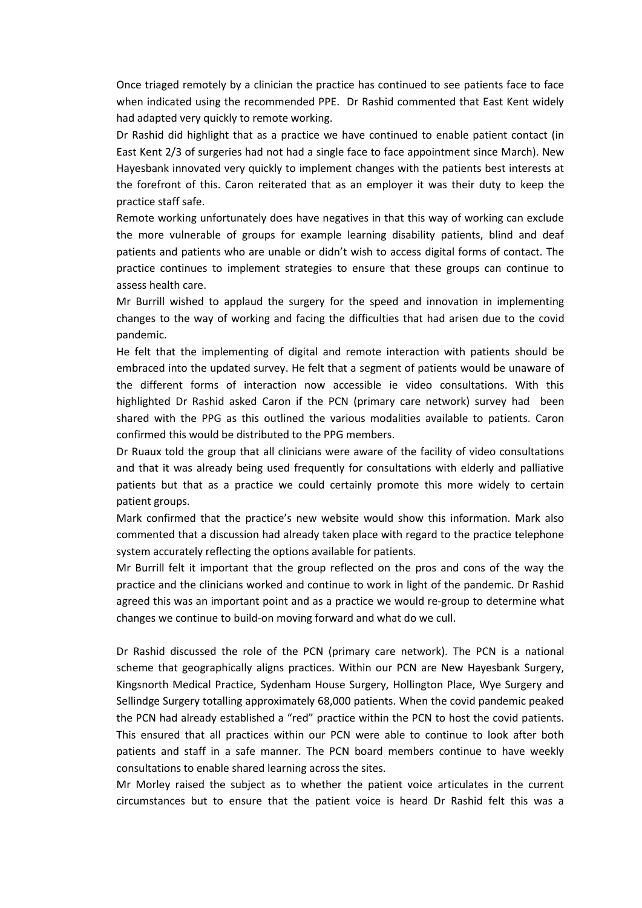Once triaged remotely by a clinician the practice has continued to see patients face to face when indicated using the recommended PPE. Dr Rashid commented that East Kent widely had adapted very quickly to remote working.

Dr Rashid did highlight that as a practice we have continued to enable patient contact (in East Kent 2/3 of surgeries had not had a single face to face appointment since March). New Hayesbank innovated very quickly to implement changes with the patients best interests at the forefront of this. Caron reiterated that as an employer it was their duty to keep the practice staff safe.

Remote working unfortunately does have negatives in that this way of working can exclude the more vulnerable of groups for example learning disability patients, blind and deaf patients and patients who are unable or didn't wish to access digital forms of contact. The practice continues to implement strategies to ensure that these groups can continue to assess health care.

Mr Burrill wished to applaud the surgery for the speed and innovation in implementing changes to the way of working and facing the difficulties that had arisen due to the covid pandemic.

He felt that the implementing of digital and remote interaction with patients should be embraced into the updated survey. He felt that a segment of patients would be unaware of the different forms of interaction now accessible ie video consultations. With this highlighted Dr Rashid asked Caron if the PCN (primary care network) survey had been shared with the PPG as this outlined the various modalities available to patients. Caron confirmed this would be distributed to the PPG members.

Dr Ruaux told the group that all clinicians were aware of the facility of video consultations and that it was already being used frequently for consultations with elderly and palliative patients but that as a practice we could certainly promote this more widely to certain patient groups.

Mark confirmed that the practice's new website would show this information. Mark also commented that a discussion had already taken place with regard to the practice telephone system accurately reflecting the options available for patients.

Mr Burrill felt it important that the group reflected on the pros and cons of the way the practice and the clinicians worked and continue to work in light of the pandemic. Dr Rashid agreed this was an important point and as a practice we would re-group to determine what changes we continue to build-on moving forward and what do we cull.

Dr Rashid discussed the role of the PCN (primary care network). The PCN is a national scheme that geographically aligns practices. Within our PCN are New Hayesbank Surgery, Kingsnorth Medical Practice, Sydenham House Surgery, Hollington Place, Wye Surgery and Sellindge Surgery totalling approximately 68,000 patients. When the covid pandemic peaked the PCN had already established a "red" practice within the PCN to host the covid patients. This ensured that all practices within our PCN were able to continue to look after both patients and staff in a safe manner. The PCN board members continue to have weekly consultations to enable shared learning across the sites.

Mr Morley raised the subject as to whether the patient voice articulates in the current circumstances but to ensure that the patient voice is heard Dr Rashid felt this was a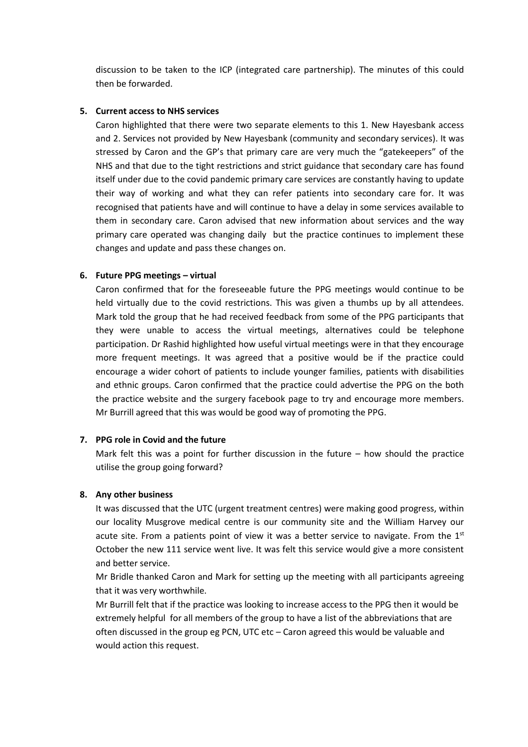discussion to be taken to the ICP (integrated care partnership). The minutes of this could then be forwarded.

5. **Current access to NHS services**

   Caron highlighted that there were two separate elements to this 1. New Hayesbank access and 2. Services not provided by New Hayesbank (community and secondary services). It was stressed by Caron and the GP's that primary care are very much the "gatekeepers" of the NHS and that due to the tight restrictions and strict guidance that secondary care has found itself under due to the covid pandemic primary care services are constantly having to update their way of working and what they can refer patients into secondary care for. It was recognised that patients have and will continue to have a delay in some services available to them in secondary care. Caron advised that new information about services and the way primary care operated was changing daily but the practice continues to implement these changes and update and pass these changes on.

6. **Future PPG meetings – virtual**

   Caron confirmed that for the foreseeable future the PPG meetings would continue to be held virtually due to the covid restrictions. This was given a thumbs up by all attendees. Mark told the group that he had received feedback from some of the PPG participants that they were unable to access the virtual meetings, alternatives could be telephone participation. Dr Rashid highlighted how useful virtual meetings were in that they encourage more frequent meetings. It was agreed that a positive would be if the practice could encourage a wider cohort of patients to include younger families, patients with disabilities and ethnic groups. Caron confirmed that the practice could advertise the PPG on the both the practice website and the surgery facebook page to try and encourage more members. Mr Burrill agreed that this was would be good way of promoting the PPG.

7. **PPG role in Covid and the future**

   Mark felt this was a point for further discussion in the future – how should the practice utilise the group going forward?

8. **Any other business**

   It was discussed that the UTC (urgent treatment centres) were making good progress, within our locality Musgrove medical centre is our community site and the William Harvey our acute site. From a patients point of view it was a better service to navigate. From the 1st October the new 111 service went live. It was felt this service would give a more consistent and better service.

   Mr Bridle thanked Caron and Mark for setting up the meeting with all participants agreeing that it was very worthwhile.

   Mr Burrill felt that if the practice was looking to increase access to the PPG then it would be extremely helpful for all members of the group to have a list of the abbreviations that are often discussed in the group eg PCN, UTC etc – Caron agreed this would be valuable and would action this request.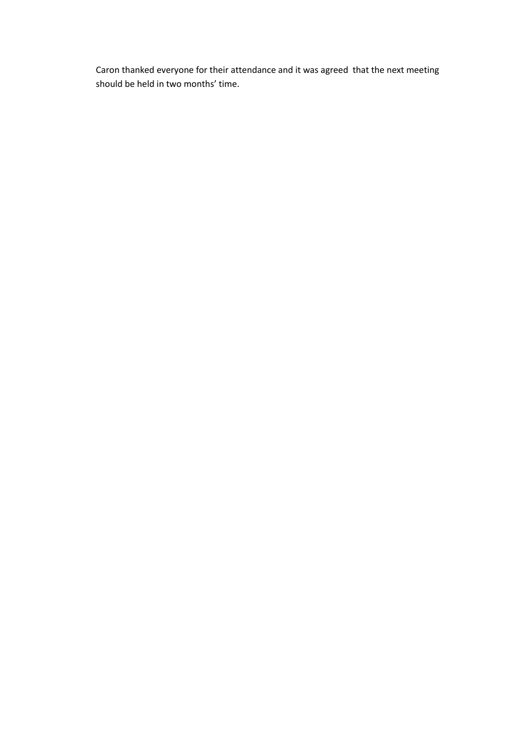Caron thanked everyone for their attendance and it was agreed that the next meeting should be held in two months' time.